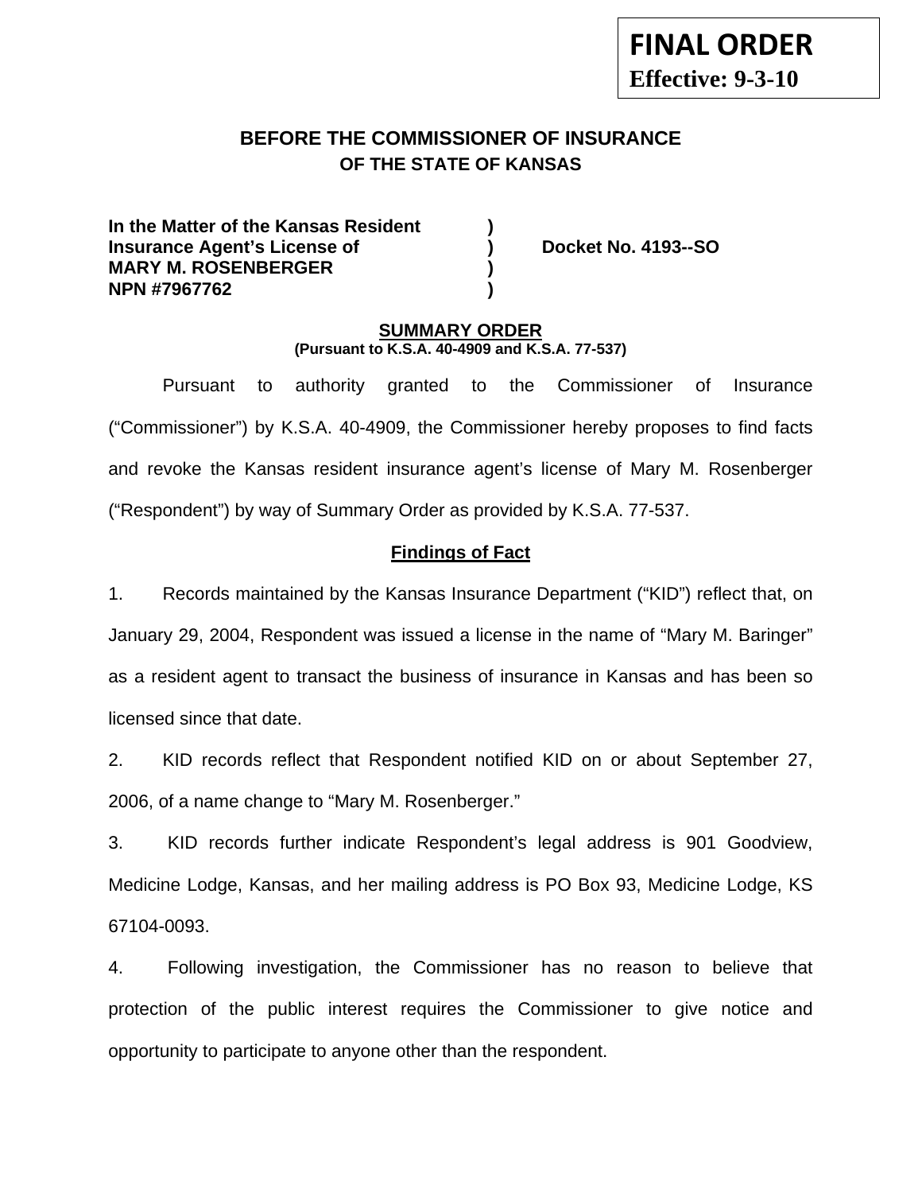**FINAL ORDER**
**Effective: 9-3-10**

# BEFORE THE COMMISSIONER OF INSURANCE
## OF THE STATE OF KANSAS

| | | |
|---|---|---|
| **In the Matter of the Kansas Resident** | **)** | |
| **Insurance Agent's License of** | **)** | **Docket No. 4193--SO** |
| **MARY M. ROSENBERGER** | **)** | |
| **NPN #7967762** | **)** | |

### SUMMARY ORDER
**(Pursuant to K.S.A. 40-4909 and K.S.A. 77-537)**

Pursuant to authority granted to the Commissioner of Insurance ("Commissioner") by K.S.A. 40-4909, the Commissioner hereby proposes to find facts and revoke the Kansas resident insurance agent's license of Mary M. Rosenberger ("Respondent") by way of Summary Order as provided by K.S.A. 77-537.

### Findings of Fact

1. Records maintained by the Kansas Insurance Department ("KID") reflect that, on January 29, 2004, Respondent was issued a license in the name of "Mary M. Baringer" as a resident agent to transact the business of insurance in Kansas and has been so licensed since that date.

2. KID records reflect that Respondent notified KID on or about September 27, 2006, of a name change to "Mary M. Rosenberger."

3. KID records further indicate Respondent's legal address is 901 Goodview, Medicine Lodge, Kansas, and her mailing address is PO Box 93, Medicine Lodge, KS 67104-0093.

4. Following investigation, the Commissioner has no reason to believe that protection of the public interest requires the Commissioner to give notice and opportunity to participate to anyone other than the respondent.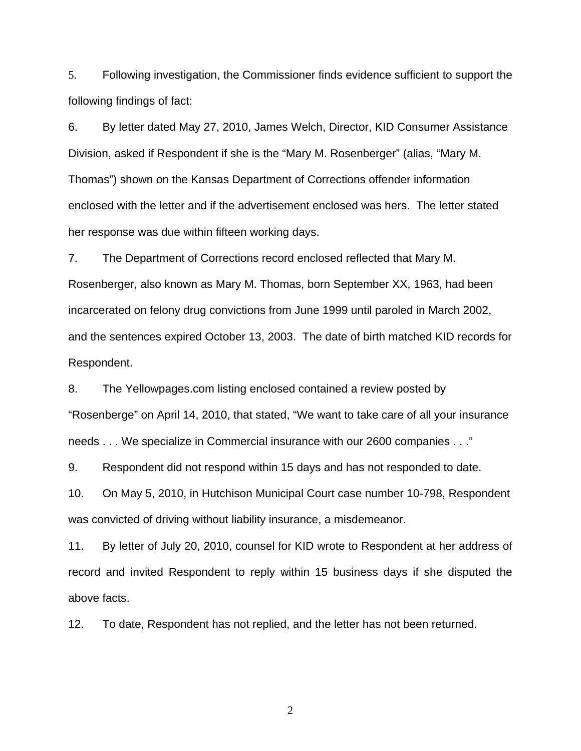5. Following investigation, the Commissioner finds evidence sufficient to support the following findings of fact:

6. By letter dated May 27, 2010, James Welch, Director, KID Consumer Assistance Division, asked if Respondent if she is the "Mary M. Rosenberger" (alias, "Mary M. Thomas") shown on the Kansas Department of Corrections offender information enclosed with the letter and if the advertisement enclosed was hers. The letter stated her response was due within fifteen working days.

7. The Department of Corrections record enclosed reflected that Mary M. Rosenberger, also known as Mary M. Thomas, born September XX, 1963, had been incarcerated on felony drug convictions from June 1999 until paroled in March 2002, and the sentences expired October 13, 2003. The date of birth matched KID records for Respondent.

8. The Yellowpages.com listing enclosed contained a review posted by "Rosenberge" on April 14, 2010, that stated, "We want to take care of all your insurance needs . . . We specialize in Commercial insurance with our 2600 companies . . ."

9. Respondent did not respond within 15 days and has not responded to date.

10. On May 5, 2010, in Hutchison Municipal Court case number 10-798, Respondent was convicted of driving without liability insurance, a misdemeanor.

11. By letter of July 20, 2010, counsel for KID wrote to Respondent at her address of record and invited Respondent to reply within 15 business days if she disputed the above facts.

12. To date, Respondent has not replied, and the letter has not been returned.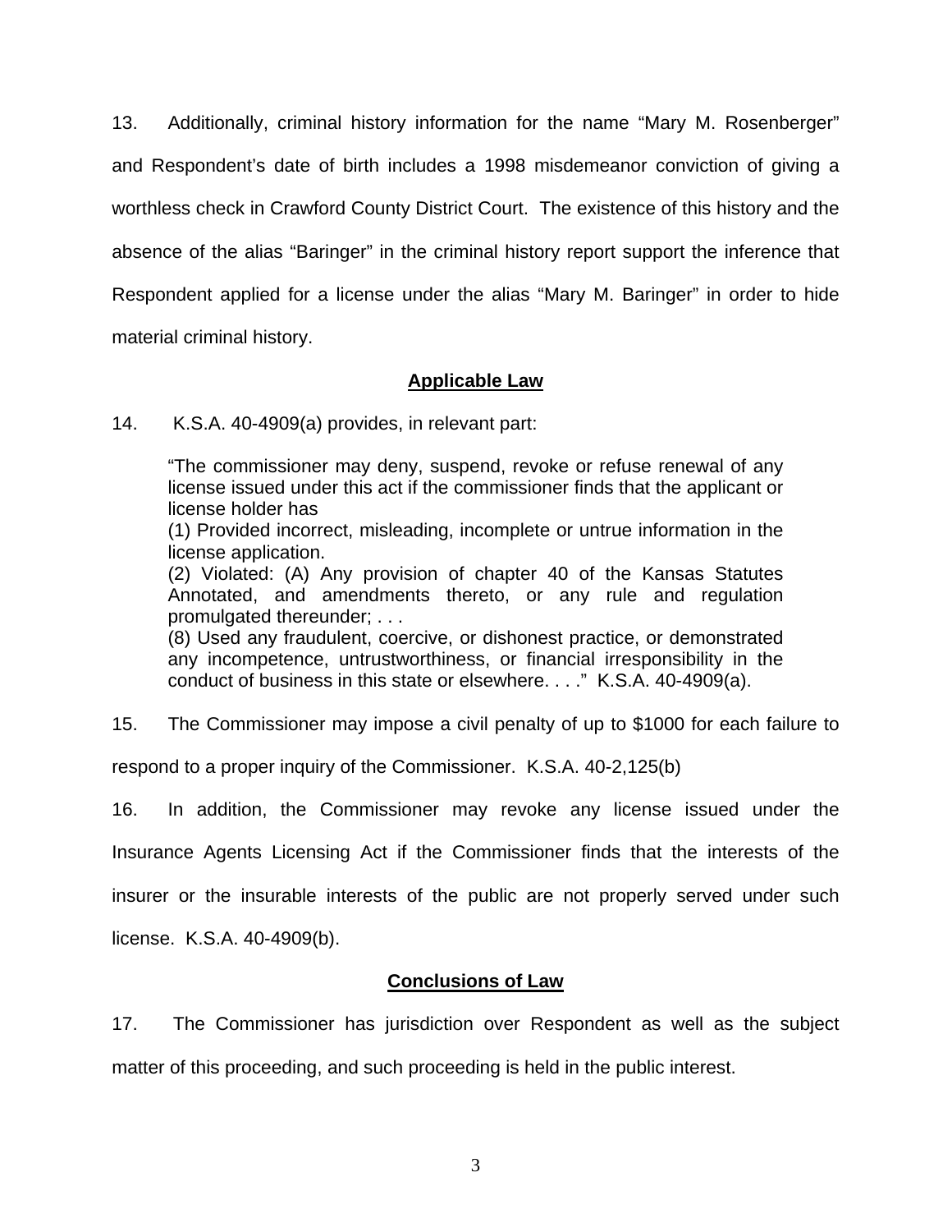13. Additionally, criminal history information for the name "Mary M. Rosenberger" and Respondent's date of birth includes a 1998 misdemeanor conviction of giving a worthless check in Crawford County District Court. The existence of this history and the absence of the alias "Baringer" in the criminal history report support the inference that Respondent applied for a license under the alias "Mary M. Baringer" in order to hide material criminal history.

## Applicable Law

14. K.S.A. 40-4909(a) provides, in relevant part:

> "The commissioner may deny, suspend, revoke or refuse renewal of any license issued under this act if the commissioner finds that the applicant or license holder has
> (1) Provided incorrect, misleading, incomplete or untrue information in the license application.
> (2) Violated: (A) Any provision of chapter 40 of the Kansas Statutes Annotated, and amendments thereto, or any rule and regulation promulgated thereunder; . . .
> (8) Used any fraudulent, coercive, or dishonest practice, or demonstrated any incompetence, untrustworthiness, or financial irresponsibility in the conduct of business in this state or elsewhere. . . ." K.S.A. 40-4909(a).

15. The Commissioner may impose a civil penalty of up to $1000 for each failure to respond to a proper inquiry of the Commissioner. K.S.A. 40-2,125(b)

16. In addition, the Commissioner may revoke any license issued under the Insurance Agents Licensing Act if the Commissioner finds that the interests of the insurer or the insurable interests of the public are not properly served under such license. K.S.A. 40-4909(b).

## Conclusions of Law

17. The Commissioner has jurisdiction over Respondent as well as the subject matter of this proceeding, and such proceeding is held in the public interest.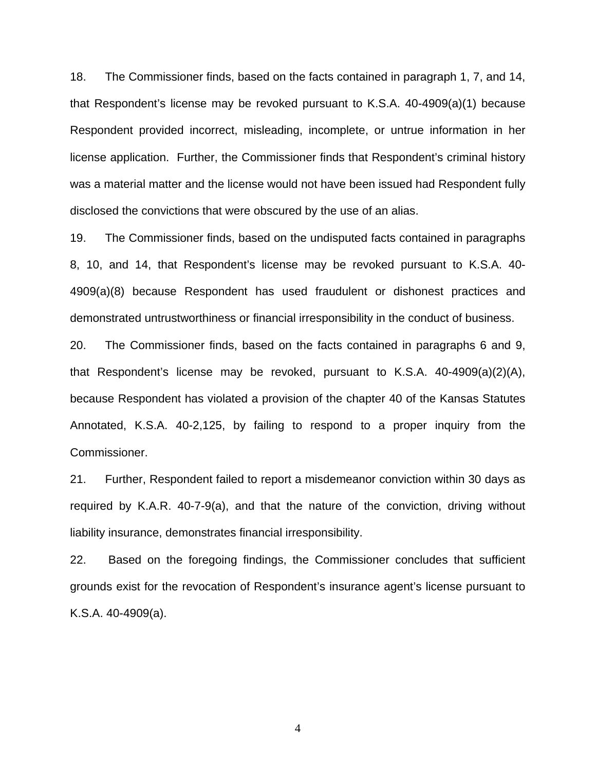18. The Commissioner finds, based on the facts contained in paragraph 1, 7, and 14, that Respondent's license may be revoked pursuant to K.S.A. 40-4909(a)(1) because Respondent provided incorrect, misleading, incomplete, or untrue information in her license application. Further, the Commissioner finds that Respondent's criminal history was a material matter and the license would not have been issued had Respondent fully disclosed the convictions that were obscured by the use of an alias.

19. The Commissioner finds, based on the undisputed facts contained in paragraphs 8, 10, and 14, that Respondent's license may be revoked pursuant to K.S.A. 40-4909(a)(8) because Respondent has used fraudulent or dishonest practices and demonstrated untrustworthiness or financial irresponsibility in the conduct of business.

20. The Commissioner finds, based on the facts contained in paragraphs 6 and 9, that Respondent's license may be revoked, pursuant to K.S.A. 40-4909(a)(2)(A), because Respondent has violated a provision of the chapter 40 of the Kansas Statutes Annotated, K.S.A. 40-2,125, by failing to respond to a proper inquiry from the Commissioner.

21. Further, Respondent failed to report a misdemeanor conviction within 30 days as required by K.A.R. 40-7-9(a), and that the nature of the conviction, driving without liability insurance, demonstrates financial irresponsibility.

22. Based on the foregoing findings, the Commissioner concludes that sufficient grounds exist for the revocation of Respondent's insurance agent's license pursuant to K.S.A. 40-4909(a).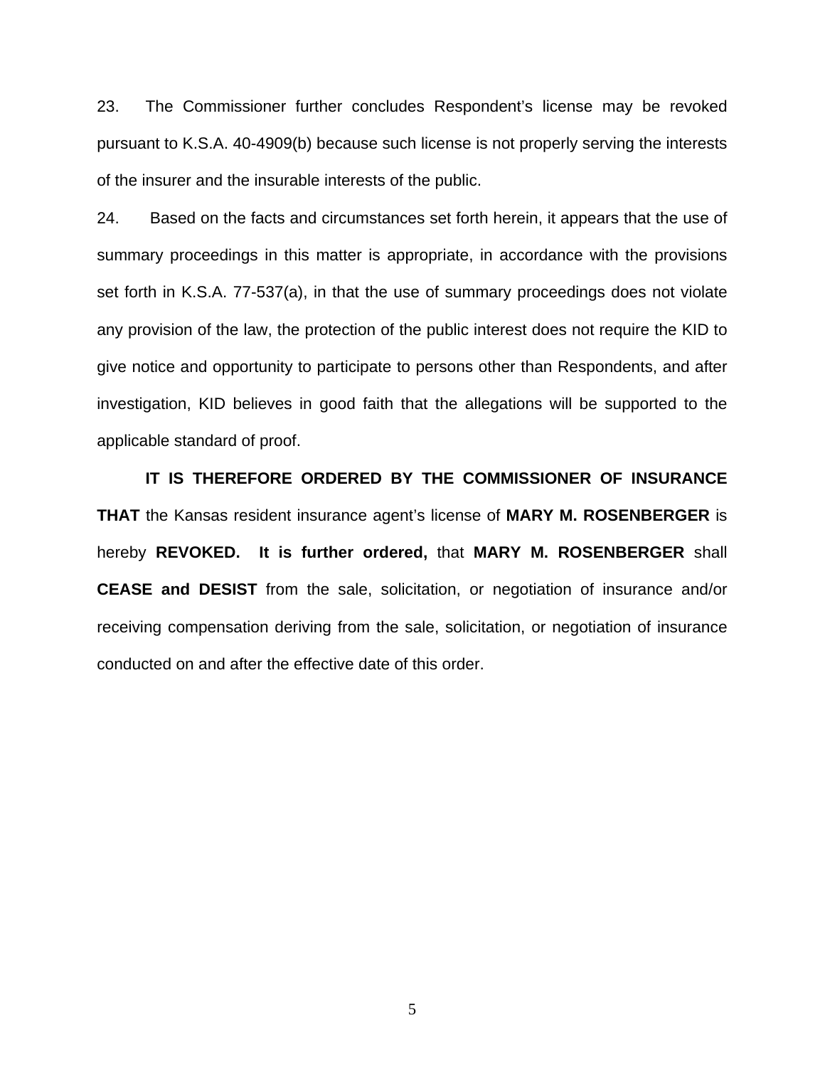23. The Commissioner further concludes Respondent's license may be revoked pursuant to K.S.A. 40-4909(b) because such license is not properly serving the interests of the insurer and the insurable interests of the public.

24. Based on the facts and circumstances set forth herein, it appears that the use of summary proceedings in this matter is appropriate, in accordance with the provisions set forth in K.S.A. 77-537(a), in that the use of summary proceedings does not violate any provision of the law, the protection of the public interest does not require the KID to give notice and opportunity to participate to persons other than Respondents, and after investigation, KID believes in good faith that the allegations will be supported to the applicable standard of proof.

**IT IS THEREFORE ORDERED BY THE COMMISSIONER OF INSURANCE THAT** the Kansas resident insurance agent's license of **MARY M. ROSENBERGER** is hereby **REVOKED. It is further ordered,** that **MARY M. ROSENBERGER** shall **CEASE and DESIST** from the sale, solicitation, or negotiation of insurance and/or receiving compensation deriving from the sale, solicitation, or negotiation of insurance conducted on and after the effective date of this order.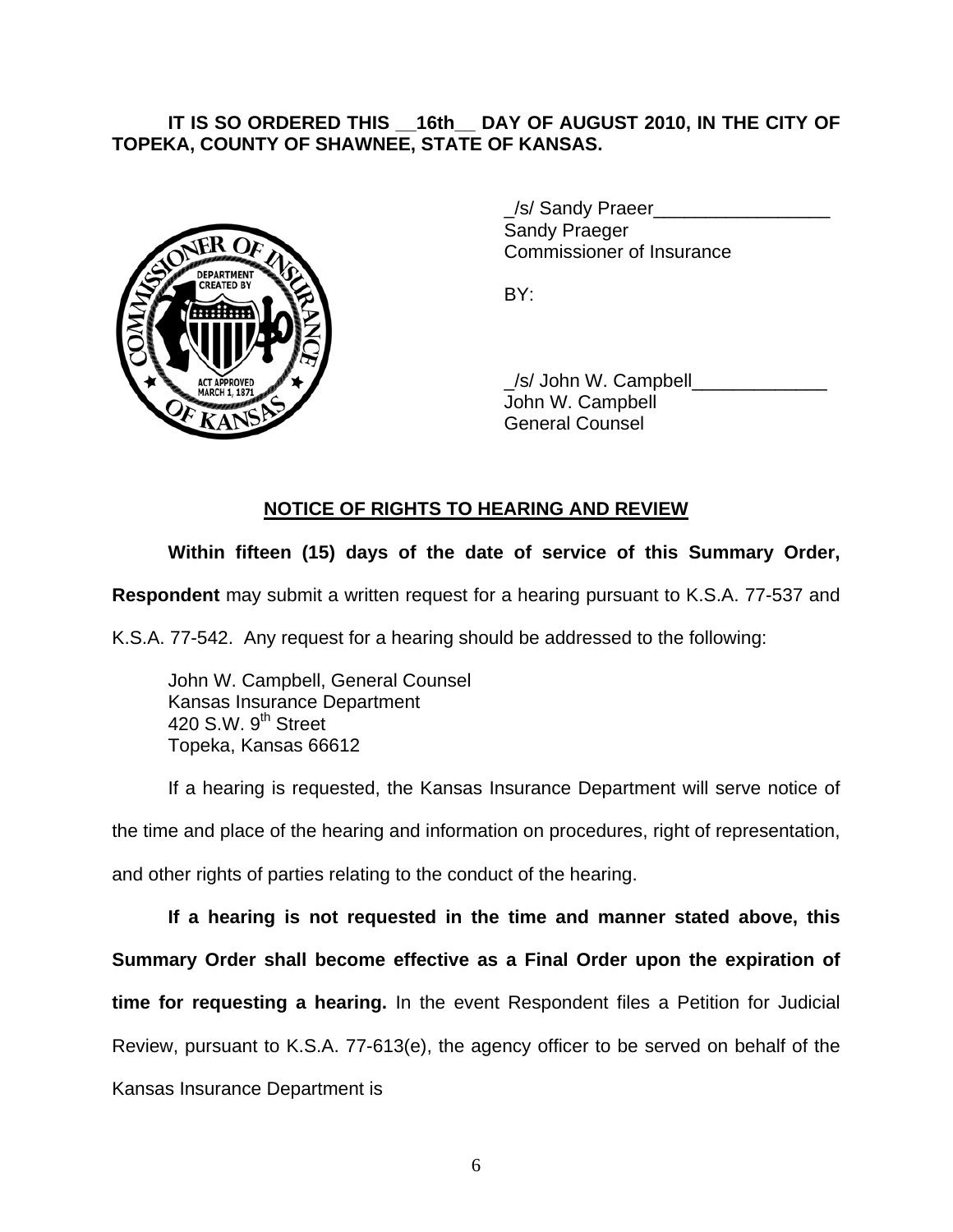**IT IS SO ORDERED THIS __16th__ DAY OF AUGUST 2010, IN THE CITY OF TOPEKA, COUNTY OF SHAWNEE, STATE OF KANSAS.**

_/s/ Sandy Praeer_________________
Sandy Praeger
Commissioner of Insurance

BY:

_/s/ John W. Campbell_____________
John W. Campbell
General Counsel

## NOTICE OF RIGHTS TO HEARING AND REVIEW

**Within fifteen (15) days of the date of service of this Summary Order, Respondent** may submit a written request for a hearing pursuant to K.S.A. 77-537 and K.S.A. 77-542. Any request for a hearing should be addressed to the following:

John W. Campbell, General Counsel
Kansas Insurance Department
420 S.W. 9th Street
Topeka, Kansas 66612

If a hearing is requested, the Kansas Insurance Department will serve notice of the time and place of the hearing and information on procedures, right of representation, and other rights of parties relating to the conduct of the hearing.

**If a hearing is not requested in the time and manner stated above, this Summary Order shall become effective as a Final Order upon the expiration of time for requesting a hearing.** In the event Respondent files a Petition for Judicial Review, pursuant to K.S.A. 77-613(e), the agency officer to be served on behalf of the Kansas Insurance Department is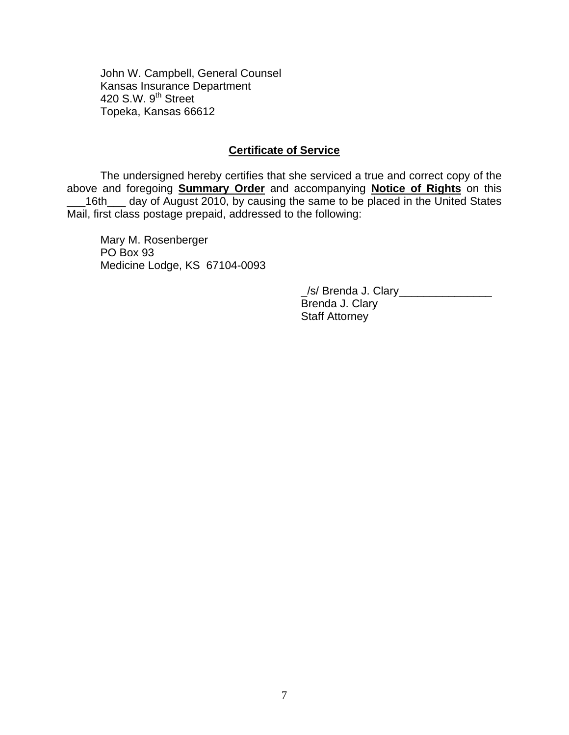John W. Campbell, General Counsel
Kansas Insurance Department
420 S.W. 9th Street
Topeka, Kansas 66612

**Certificate of Service**

The undersigned hereby certifies that she serviced a true and correct copy of the above and foregoing **Summary Order** and accompanying **Notice of Rights** on this ___16th___ day of August 2010, by causing the same to be placed in the United States Mail, first class postage prepaid, addressed to the following:

Mary M. Rosenberger
PO Box 93
Medicine Lodge, KS  67104-0093

_/s/ Brenda J. Clary_______________
Brenda J. Clary
Staff Attorney